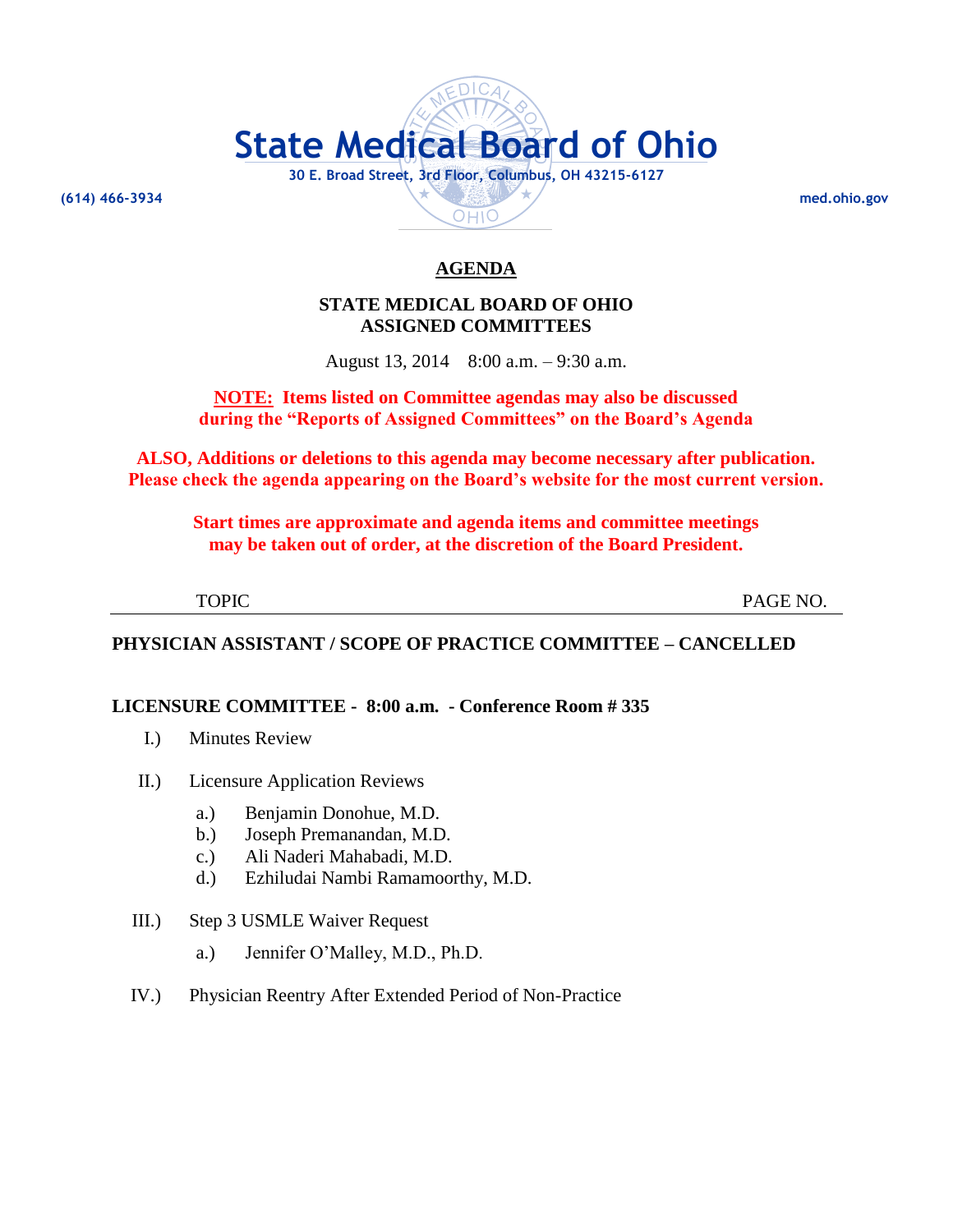# State Medical Board of Ohio

30 E. Broad Street, 3rd Floor, Columbus, OH 43215-6127

(614) 466-3934 med.ohio.gov

## AGENDA

### STATE MEDICAL BOARD OF OHIO
### ASSIGNED COMMITTEES

August 13, 2014 8:00 a.m. – 9:30 a.m.

**NOTE: Items listed on Committee agendas may also be discussed during the "Reports of Assigned Committees" on the Board's Agenda**

**ALSO, Additions or deletions to this agenda may become necessary after publication. Please check the agenda appearing on the Board's website for the most current version.**

**Start times are approximate and agenda items and committee meetings may be taken out of order, at the discretion of the Board President.**

TOPIC PAGE NO.

**PHYSICIAN ASSISTANT / SCOPE OF PRACTICE COMMITTEE – CANCELLED**

**LICENSURE COMMITTEE - 8:00 a.m. - Conference Room # 335**

I.) Minutes Review

II.) Licensure Application Reviews

- a.) Benjamin Donohue, M.D.
- b.) Joseph Premanandan, M.D.
- c.) Ali Naderi Mahabadi, M.D.
- d.) Ezhiludai Nambi Ramamoorthy, M.D.

III.) Step 3 USMLE Waiver Request

- a.) Jennifer O'Malley, M.D., Ph.D.

IV.) Physician Reentry After Extended Period of Non-Practice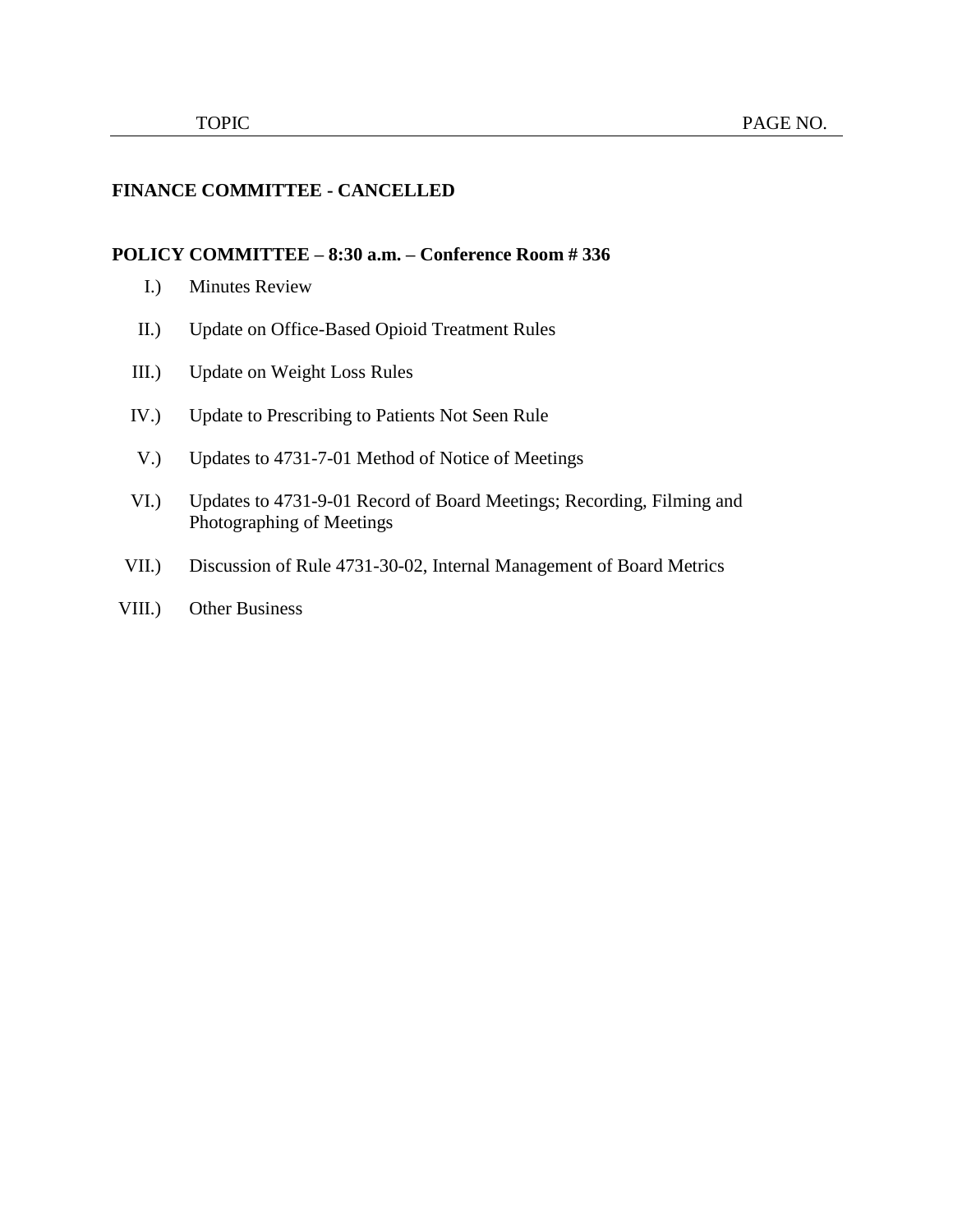| TOPIC | PAGE NO. |
| --- | --- |

**FINANCE COMMITTEE - CANCELLED**

**POLICY COMMITTEE – 8:30 a.m. – Conference Room # 336**

I.) Minutes Review

II.) Update on Office-Based Opioid Treatment Rules

III.) Update on Weight Loss Rules

IV.) Update to Prescribing to Patients Not Seen Rule

V.) Updates to 4731-7-01 Method of Notice of Meetings

VI.) Updates to 4731-9-01 Record of Board Meetings; Recording, Filming and Photographing of Meetings

VII.) Discussion of Rule 4731-30-02, Internal Management of Board Metrics

VIII.) Other Business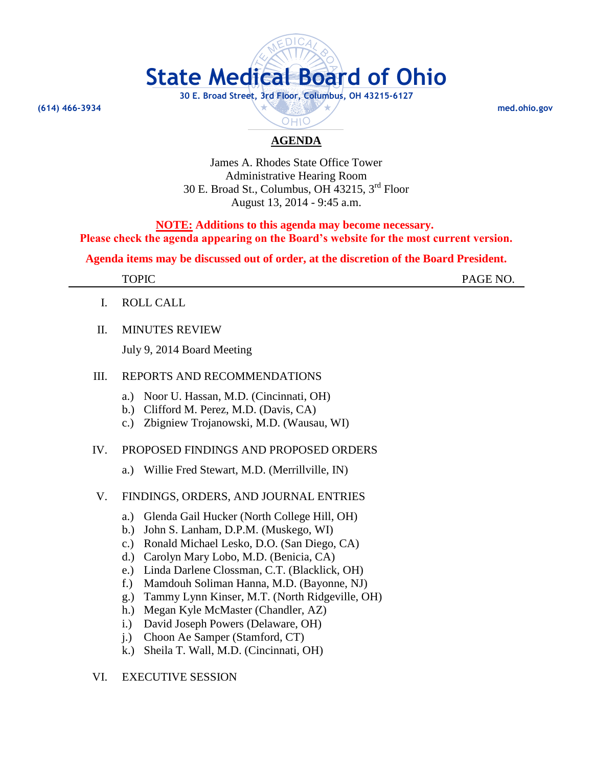# State Medical Board of Ohio

30 E. Broad Street, 3rd Floor, Columbus, OH 43215-6127

(614) 466-3934 med.ohio.gov

## AGENDA

James A. Rhodes State Office Tower
Administrative Hearing Room
30 E. Broad St., Columbus, OH 43215, 3rd Floor
August 13, 2014 - 9:45 a.m.

**NOTE: Additions to this agenda may become necessary.**
**Please check the agenda appearing on the Board's website for the most current version.**

**Agenda items may be discussed out of order, at the discretion of the Board President.**

| TOPIC | PAGE NO. |
|---|---|

I. ROLL CALL

II. MINUTES REVIEW

July 9, 2014 Board Meeting

III. REPORTS AND RECOMMENDATIONS

a.) Noor U. Hassan, M.D. (Cincinnati, OH)
b.) Clifford M. Perez, M.D. (Davis, CA)
c.) Zbigniew Trojanowski, M.D. (Wausau, WI)

IV. PROPOSED FINDINGS AND PROPOSED ORDERS

a.) Willie Fred Stewart, M.D. (Merrillville, IN)

V. FINDINGS, ORDERS, AND JOURNAL ENTRIES

a.) Glenda Gail Hucker (North College Hill, OH)
b.) John S. Lanham, D.P.M. (Muskego, WI)
c.) Ronald Michael Lesko, D.O. (San Diego, CA)
d.) Carolyn Mary Lobo, M.D. (Benicia, CA)
e.) Linda Darlene Clossman, C.T. (Blacklick, OH)
f.) Mamdouh Soliman Hanna, M.D. (Bayonne, NJ)
g.) Tammy Lynn Kinser, M.T. (North Ridgeville, OH)
h.) Megan Kyle McMaster (Chandler, AZ)
i.) David Joseph Powers (Delaware, OH)
j.) Choon Ae Samper (Stamford, CT)
k.) Sheila T. Wall, M.D. (Cincinnati, OH)

VI. EXECUTIVE SESSION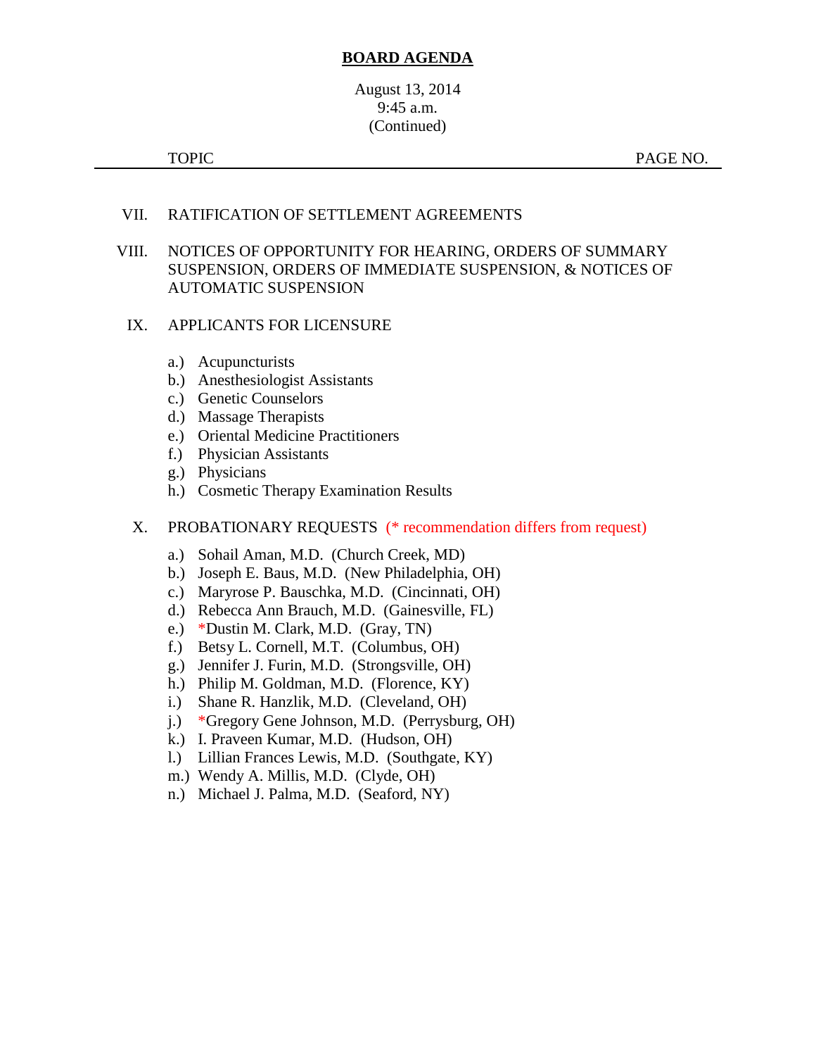# BOARD AGENDA

August 13, 2014
9:45 a.m.
(Continued)

TOPIC PAGE NO.

---

VII. RATIFICATION OF SETTLEMENT AGREEMENTS

VIII. NOTICES OF OPPORTUNITY FOR HEARING, ORDERS OF SUMMARY SUSPENSION, ORDERS OF IMMEDIATE SUSPENSION, & NOTICES OF AUTOMATIC SUSPENSION

IX. APPLICANTS FOR LICENSURE

- a.) Acupuncturists
- b.) Anesthesiologist Assistants
- c.) Genetic Counselors
- d.) Massage Therapists
- e.) Oriental Medicine Practitioners
- f.) Physician Assistants
- g.) Physicians
- h.) Cosmetic Therapy Examination Results

X. PROBATIONARY REQUESTS (* recommendation differs from request)

- a.) Sohail Aman, M.D. (Church Creek, MD)
- b.) Joseph E. Baus, M.D. (New Philadelphia, OH)
- c.) Maryrose P. Bauschka, M.D. (Cincinnati, OH)
- d.) Rebecca Ann Brauch, M.D. (Gainesville, FL)
- e.) *Dustin M. Clark, M.D. (Gray, TN)
- f.) Betsy L. Cornell, M.T. (Columbus, OH)
- g.) Jennifer J. Furin, M.D. (Strongsville, OH)
- h.) Philip M. Goldman, M.D. (Florence, KY)
- i.) Shane R. Hanzlik, M.D. (Cleveland, OH)
- j.) *Gregory Gene Johnson, M.D. (Perrysburg, OH)
- k.) I. Praveen Kumar, M.D. (Hudson, OH)
- l.) Lillian Frances Lewis, M.D. (Southgate, KY)
- m.) Wendy A. Millis, M.D. (Clyde, OH)
- n.) Michael J. Palma, M.D. (Seaford, NY)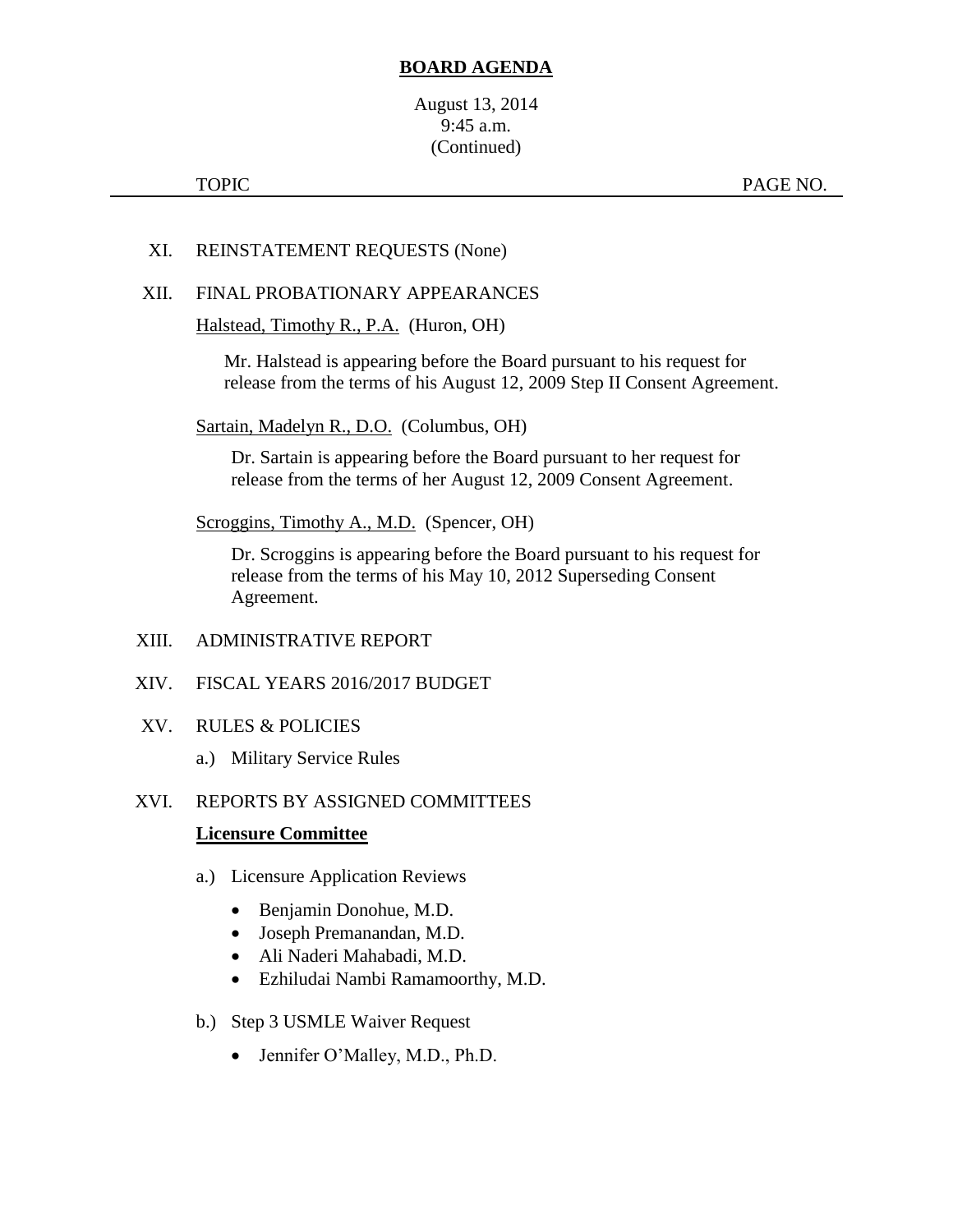# BOARD AGENDA

August 13, 2014
9:45 a.m.
(Continued)

TOPIC PAGE NO.

XI. REINSTATEMENT REQUESTS (None)

XII. FINAL PROBATIONARY APPEARANCES

Halstead, Timothy R., P.A. (Huron, OH)

Mr. Halstead is appearing before the Board pursuant to his request for release from the terms of his August 12, 2009 Step II Consent Agreement.

Sartain, Madelyn R., D.O. (Columbus, OH)

Dr. Sartain is appearing before the Board pursuant to her request for release from the terms of her August 12, 2009 Consent Agreement.

Scroggins, Timothy A., M.D. (Spencer, OH)

Dr. Scroggins is appearing before the Board pursuant to his request for release from the terms of his May 10, 2012 Superseding Consent Agreement.

XIII. ADMINISTRATIVE REPORT

XIV. FISCAL YEARS 2016/2017 BUDGET

XV. RULES & POLICIES

a.) Military Service Rules

XVI. REPORTS BY ASSIGNED COMMITTEES

**Licensure Committee**

a.) Licensure Application Reviews

- Benjamin Donohue, M.D.
- Joseph Premanandan, M.D.
- Ali Naderi Mahabadi, M.D.
- Ezhiludai Nambi Ramamoorthy, M.D.

b.) Step 3 USMLE Waiver Request

- Jennifer O'Malley, M.D., Ph.D.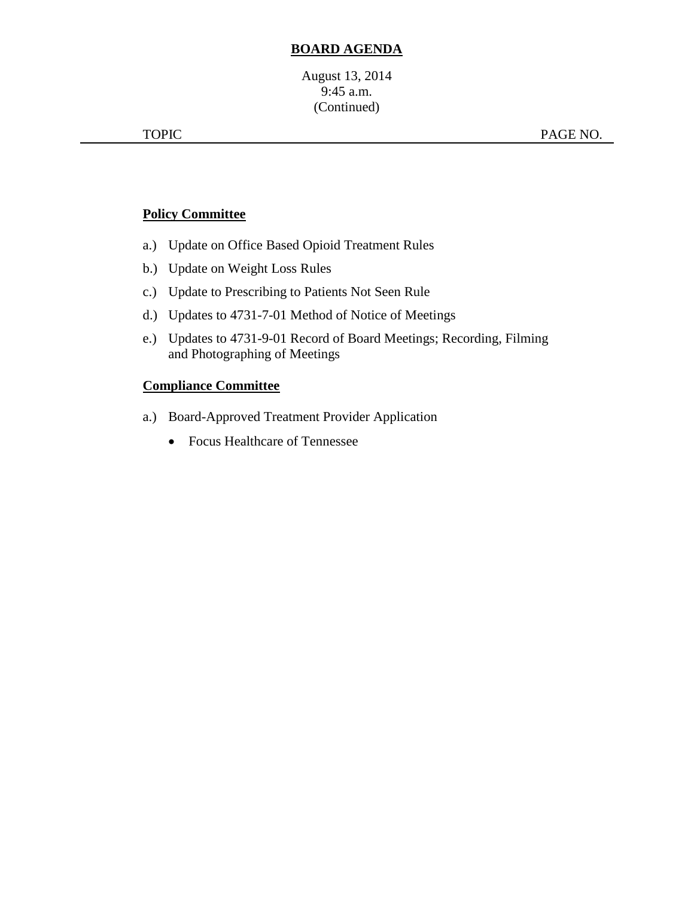**BOARD AGENDA**

August 13, 2014
9:45 a.m.
(Continued)

TOPIC PAGE NO.

**Policy Committee**

a.) Update on Office Based Opioid Treatment Rules

b.) Update on Weight Loss Rules

c.) Update to Prescribing to Patients Not Seen Rule

d.) Updates to 4731-7-01 Method of Notice of Meetings

e.) Updates to 4731-9-01 Record of Board Meetings; Recording, Filming and Photographing of Meetings

**Compliance Committee**

a.) Board-Approved Treatment Provider Application

- Focus Healthcare of Tennessee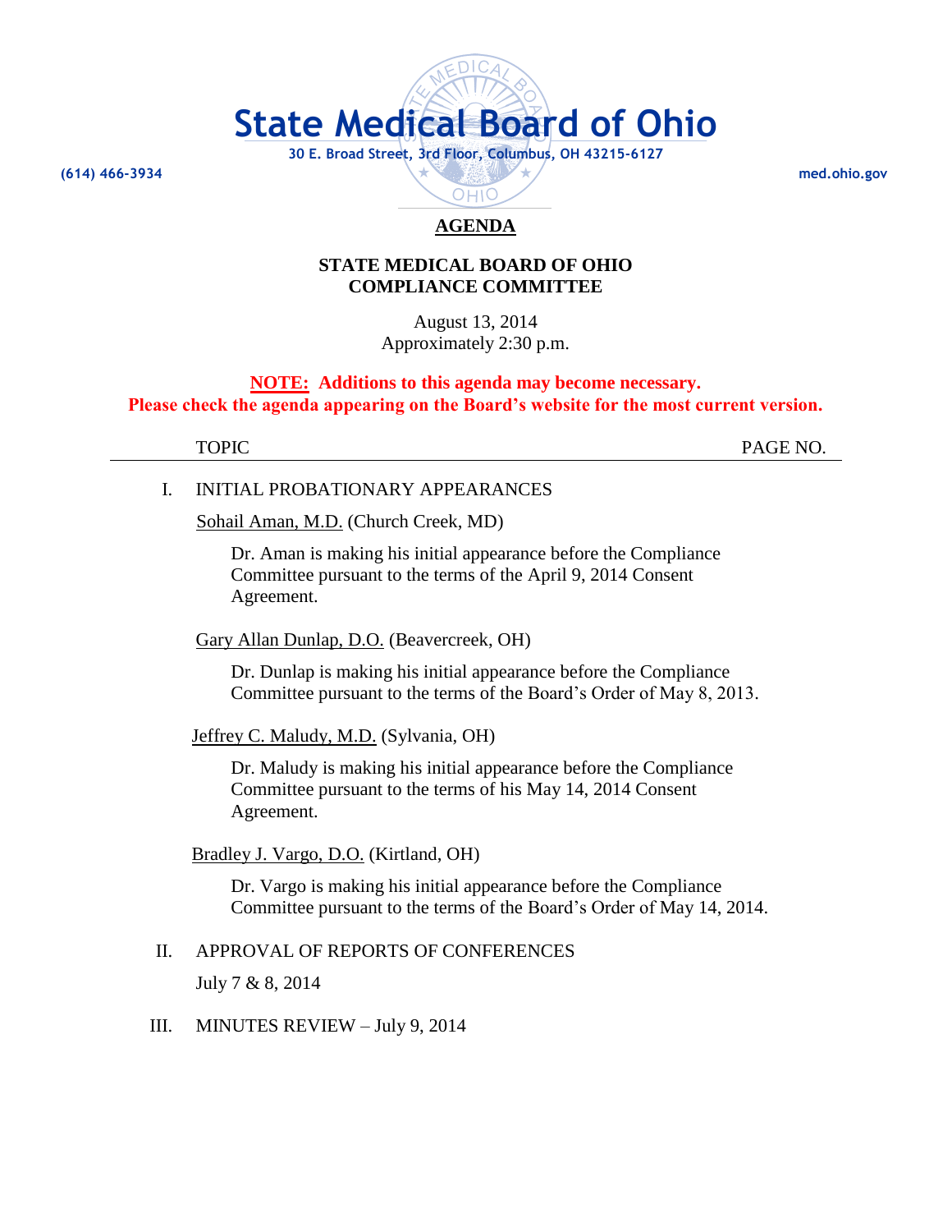# State Medical Board of Ohio

30 E. Broad Street, 3rd Floor, Columbus, OH 43215-6127

(614) 466-3934 med.ohio.gov

## AGENDA

**STATE MEDICAL BOARD OF OHIO**
**COMPLIANCE COMMITTEE**

August 13, 2014
Approximately 2:30 p.m.

**NOTE: Additions to this agenda may become necessary.**
**Please check the agenda appearing on the Board's website for the most current version.**

TOPIC PAGE NO.

I. INITIAL PROBATIONARY APPEARANCES

Sohail Aman, M.D. (Church Creek, MD)

Dr. Aman is making his initial appearance before the Compliance Committee pursuant to the terms of the April 9, 2014 Consent Agreement.

Gary Allan Dunlap, D.O. (Beavercreek, OH)

Dr. Dunlap is making his initial appearance before the Compliance Committee pursuant to the terms of the Board's Order of May 8, 2013.

Jeffrey C. Maludy, M.D. (Sylvania, OH)

Dr. Maludy is making his initial appearance before the Compliance Committee pursuant to the terms of his May 14, 2014 Consent Agreement.

Bradley J. Vargo, D.O. (Kirtland, OH)

Dr. Vargo is making his initial appearance before the Compliance Committee pursuant to the terms of the Board's Order of May 14, 2014.

II. APPROVAL OF REPORTS OF CONFERENCES

July 7 & 8, 2014

III. MINUTES REVIEW – July 9, 2014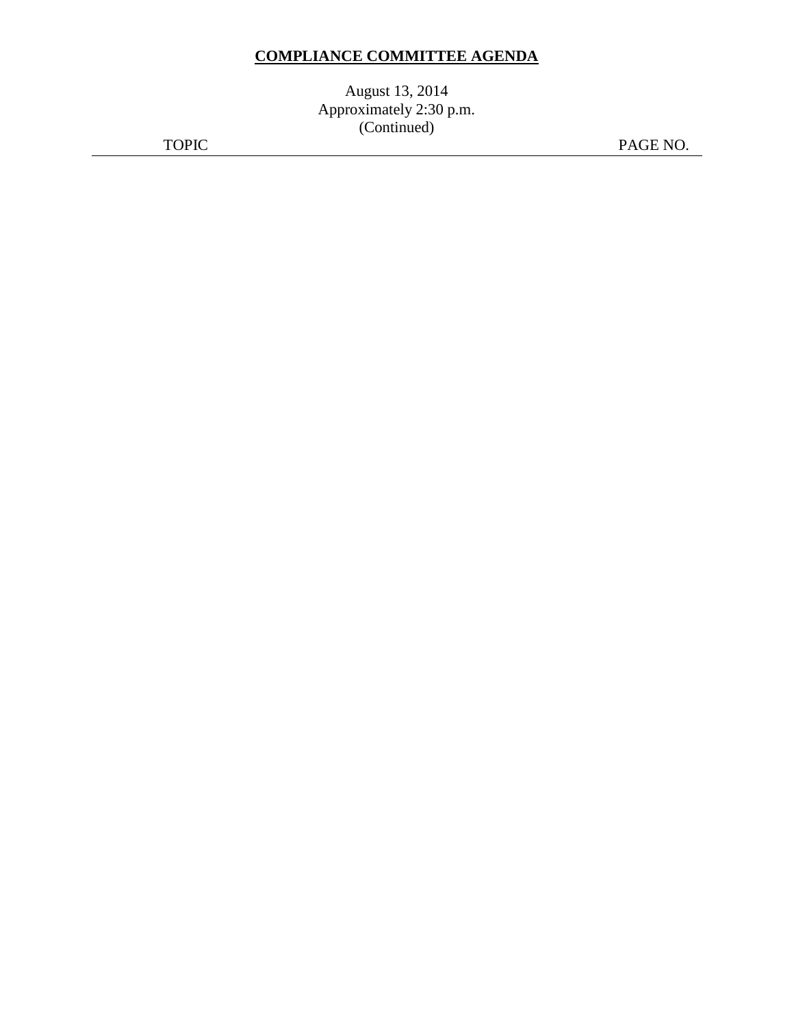# COMPLIANCE COMMITTEE AGENDA

August 13, 2014
Approximately 2:30 p.m.
(Continued)

| TOPIC | PAGE NO. |
| --- | --- |